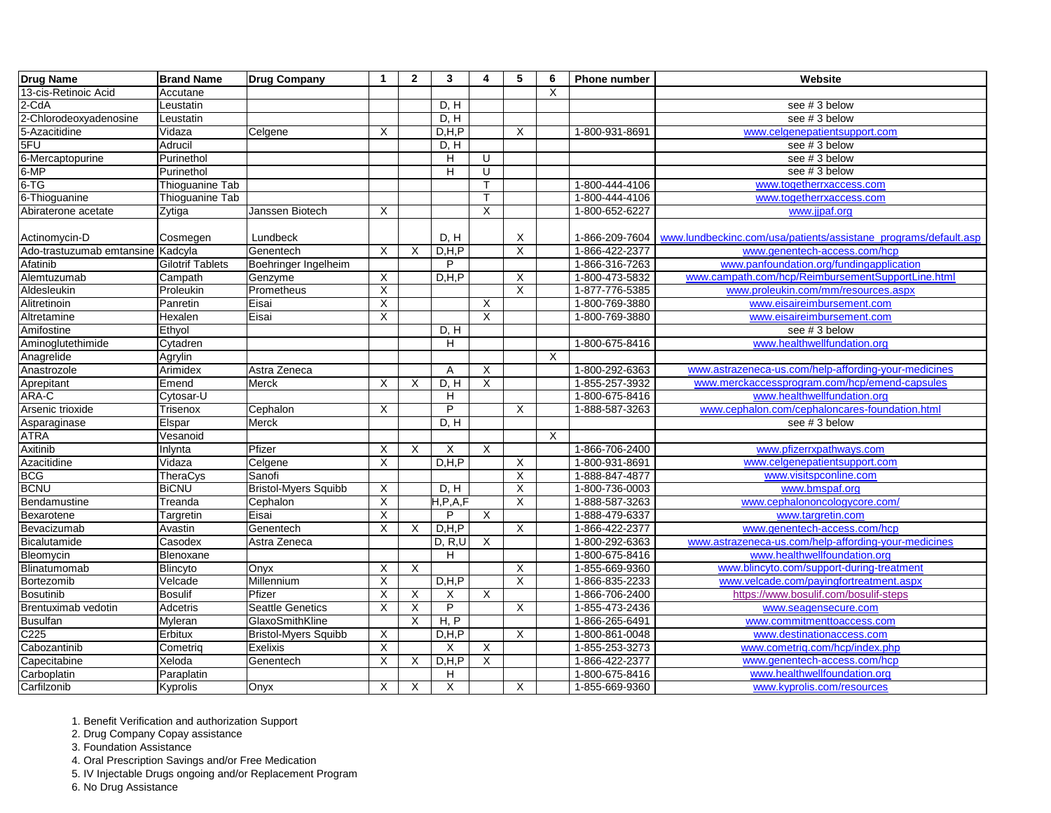| Drug Name | Brand Name | Drug Company | 1 | 2 | 3 | 4 | 5 | 6 | Phone number | Website |
|---|---|---|---|---|---|---|---|---|---|---|
| 13-cis-Retinoic Acid | Accutane | | | | | | | X | | |
| 2-CdA | Leustatin | | | | D, H | | | | | see # 3 below |
| 2-Chlorodeoxyadenosine | Leustatin | | | | D, H | | | | | see # 3 below |
| 5-Azacitidine | Vidaza | Celgene | X | | D,H,P | | X | | 1-800-931-8691 | www.celgenepatientsupport.com |
| 5FU | Adrucil | | | | D, H | | | | | see # 3 below |
| 6-Mercaptopurine | Purinethol | | | | H | U | | | | see # 3 below |
| 6-MP | Purinethol | | | | H | U | | | | see # 3 below |
| 6-TG | Thioguanine Tab | | | | | T | | | 1-800-444-4106 | www.togetherrxaccess.com |
| 6-Thioguanine | Thioguanine Tab | | | | | T | | | 1-800-444-4106 | www.togetherrxaccess.com |
| Abiraterone acetate | Zytiga | Janssen Biotech | X | | | X | | | 1-800-652-6227 | www.jjpaf.org |
| Actinomycin-D | Cosmegen | Lundbeck | | | D, H | | X | | 1-866-209-7604 | www.lundbeckinc.com/usa/patients/assistane_programs/default.asp |
| Ado-trastuzumab emtansine | Kadcyla | Genentech | X | X | D,H,P | | X | | 1-866-422-2377 | www.genentech-access.com/hcp |
| Afatinib | Gilotrif Tablets | Boehringer Ingelheim | | | P | | | | 1-866-316-7263 | www.panfoundation.org/fundingapplication |
| Alemtuzumab | Campath | Genzyme | X | | D,H,P | | X | | 1-800-473-5832 | www.campath.com/hcp/ReimbursementSupportLine.html |
| Aldesleukin | Proleukin | Prometheus | X | | | | X | | 1-877-776-5385 | www.proleukin.com/mm/resources.aspx |
| Alitretinoin | Panretin | Eisai | X | | | X | | | 1-800-769-3880 | www.eisaireimbursement.com |
| Altretamine | Hexalen | Eisai | X | | | X | | | 1-800-769-3880 | www.eisaireimbursement.com |
| Amifostine | Ethyol | | | | D, H | | | | | see # 3 below |
| Aminoglutethimide | Cytadren | | | | H | | | | 1-800-675-8416 | www.healthwellfundation.org |
| Anagrelide | Agrylin | | | | | | | X | | |
| Anastrozole | Arimidex | Astra Zeneca | | | A | X | | | 1-800-292-6363 | www.astrazeneca-us.com/help-affording-your-medicines |
| Aprepitant | Emend | Merck | X | X | D, H | X | | | 1-855-257-3932 | www.merckaccessprogram.com/hcp/emend-capsules |
| ARA-C | Cytosar-U | | | | H | | | | 1-800-675-8416 | www.healthwellfundation.org |
| Arsenic trioxide | Trisenox | Cephalon | X | | P | | X | | 1-888-587-3263 | www.cephalon.com/cephaloncares-foundation.html |
| Asparaginase | Elspar | Merck | | | D, H | | | | | see # 3 below |
| ATRA | Vesanoid | | | | | | | X | | |
| Axitinib | Inlynta | Pfizer | X | X | X | X | | | 1-866-706-2400 | www.pfizerrxpathways.com |
| Azacitidine | Vidaza | Celgene | X | | D,H,P | | X | | 1-800-931-8691 | www.celgenepatientsupport.com |
| BCG | TheraCys | Sanofi | | | | | X | | 1-888-847-4877 | www.visitspconline.com |
| BCNU | BiCNU | Bristol-Myers Squibb | X | | D, H | | X | | 1-800-736-0003 | www.bmspaf.org |
| Bendamustine | Treanda | Cephalon | X | | H,P,A,F | | X | | 1-888-587-3263 | www.cephalononcologycore.com/ |
| Bexarotene | Targretin | Eisai | X | | P | X | | | 1-888-479-6337 | www.targretin.com |
| Bevacizumab | Avastin | Genentech | X | X | D,H,P | | X | | 1-866-422-2377 | www.genentech-access.com/hcp |
| Bicalutamide | Casodex | Astra Zeneca | | | D, R,U | X | | | 1-800-292-6363 | www.astrazeneca-us.com/help-affording-your-medicines |
| Bleomycin | Blenoxane | | | | H | | | | 1-800-675-8416 | www.healthwellfoundation.org |
| Blinatumomab | Blincyto | Onyx | X | X | | | X | | 1-855-669-9360 | www.blincyto.com/support-during-treatment |
| Bortezomib | Velcade | Millennium | X | | D,H,P | | X | | 1-866-835-2233 | www.velcade.com/payingfortreatment.aspx |
| Bosutinib | Bosulif | Pfizer | X | X | X | X | | | 1-866-706-2400 | https://www.bosulif.com/bosulif-steps |
| Brentuximab vedotin | Adcetris | Seattle Genetics | X | X | P | | X | | 1-855-473-2436 | www.seagensecure.com |
| Busulfan | Myleran | GlaxoSmithKline | | X | H, P | | | | 1-866-265-6491 | www.commitmenttoaccess.com |
| C225 | Erbitux | Bristol-Myers Squibb | X | | D,H,P | | X | | 1-800-861-0048 | www.destinationaccess.com |
| Cabozantinib | Cometriq | Exelixis | X | | X | X | | | 1-855-253-3273 | www.cometriq.com/hcp/index.php |
| Capecitabine | Xeloda | Genentech | X | X | D,H,P | X | | | 1-866-422-2377 | www.genentech-access.com/hcp |
| Carboplatin | Paraplatin | | | | H | | | | 1-800-675-8416 | www.healthwellfoundation.org |
| Carfilzonib | Kyprolis | Onyx | X | X | X | | X | | 1-855-669-9360 | www.kyprolis.com/resources |

1. Benefit Verification and authorization Support
2. Drug Company Copay assistance
3. Foundation Assistance
4. Oral Prescription Savings and/or Free Medication
5. IV Injectable Drugs ongoing and/or Replacement Program
6. No Drug Assistance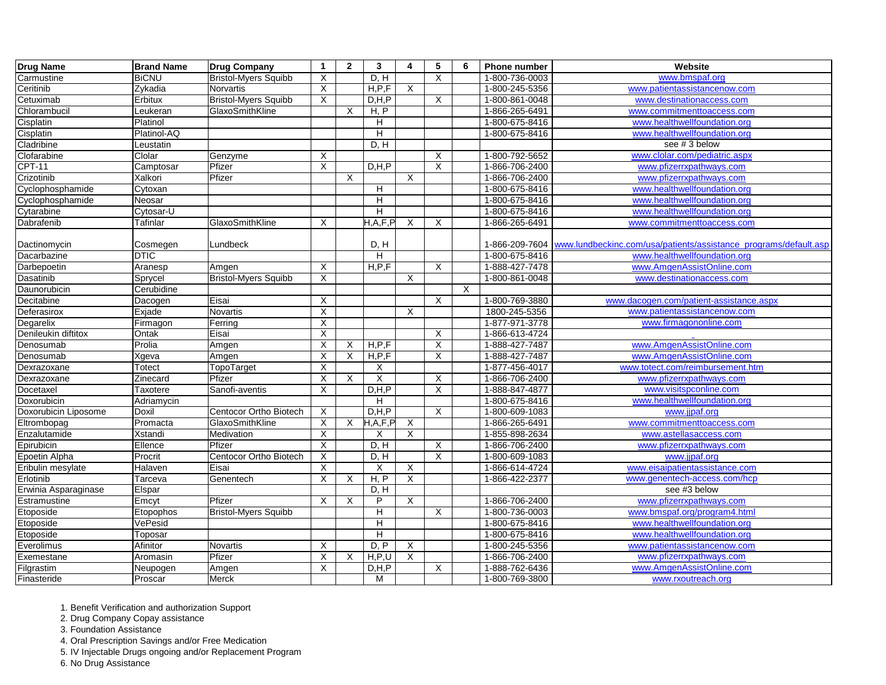| Drug Name | Brand Name | Drug Company | 1 | 2 | 3 | 4 | 5 | 6 | Phone number | Website |
|---|---|---|---|---|---|---|---|---|---|---|
| Carmustine | BiCNU | Bristol-Myers Squibb | X | | D, H | | X | | 1-800-736-0003 | www.bmspaf.org |
| Ceritinib | Zykadia | Norvartis | X | | H,P,F | X | | | 1-800-245-5356 | www.patientassistancenow.com |
| Cetuximab | Erbitux | Bristol-Myers Squibb | X | | D,H,P | | X | | 1-800-861-0048 | www.destinationaccess.com |
| Chlorambucil | Leukeran | GlaxoSmithKline | | X | H, P | | | | 1-866-265-6491 | www.commitmenttoaccess.com |
| Cisplatin | Platinol | | | | H | | | | 1-800-675-8416 | www.healthwellfoundation.org |
| Cisplatin | Platinol-AQ | | | | H | | | | 1-800-675-8416 | www.healthwellfoundation.org |
| Cladribine | Leustatin | | | | D, H | | | | | see # 3 below |
| Clofarabine | Clolar | Genzyme | X | | | | X | | 1-800-792-5652 | www.clolar.com/pediatric.aspx |
| CPT-11 | Camptosar | Pfizer | X | | D,H,P | | X | | 1-866-706-2400 | www.pfizerrxpathways.com |
| Crizotinib | Xalkori | Pfizer | | X | | X | | | 1-866-706-2400 | www.pfizerrxpathways.com |
| Cyclophosphamide | Cytoxan | | | | H | | | | 1-800-675-8416 | www.healthwellfoundation.org |
| Cyclophosphamide | Neosar | | | | H | | | | 1-800-675-8416 | www.healthwellfoundation.org |
| Cytarabine | Cytosar-U | | | | H | | | | 1-800-675-8416 | www.healthwellfoundation.org |
| Dabrafenib | Tafinlar | GlaxoSmithKline | X | | H,A,F,P | X | X | | 1-866-265-6491 | www.commitmenttoaccess.com |
| Dactinomycin | Cosmegen | Lundbeck | | | D, H | | | | 1-866-209-7604 | www.lundbeckinc.com/usa/patients/assistance_programs/default.asp |
| Dacarbazine | DTIC | | | | H | | | | 1-800-675-8416 | www.healthwellfoundation.org |
| Darbepoetin | Aranesp | Amgen | X | | H,P,F | | X | | 1-888-427-7478 | www.AmgenAssistOnline.com |
| Dasatinib | Sprycel | Bristol-Myers Squibb | X | | | X | | | 1-800-861-0048 | www.destinationaccess.com |
| Daunorubicin | Cerubidine | | | | | | | X | | |
| Decitabine | Dacogen | Eisai | X | | | | X | | 1-800-769-3880 | www.dacogen.com/patient-assistance.aspx |
| Deferasirox | Exjade | Novartis | X | | | X | | | 1800-245-5356 | www.patientassistancenow.com |
| Degarelix | Firmagon | Ferring | X | | | | | | 1-877-971-3778 | www.firmagononline.com |
| Denileukin diftitox | Ontak | Eisai | X | | | | X | | 1-866-613-4724 | |
| Denosumab | Prolia | Amgen | X | X | H,P,F | | X | | 1-888-427-7487 | www.AmgenAssistOnline.com |
| Denosumab | Xgeva | Amgen | X | X | H,P,F | | X | | 1-888-427-7487 | www.AmgenAssistOnline.com |
| Dexrazoxane | Totect | TopoTarget | X | | X | | | | 1-877-456-4017 | www.totect.com/reimbursement.htm |
| Dexrazoxane | Zinecard | Pfizer | X | X | X | | X | | 1-866-706-2400 | www.pfizerrxpathways.com |
| Docetaxel | Taxotere | Sanofi-aventis | X | | D,H,P | | X | | 1-888-847-4877 | www.visitspconline.com |
| Doxorubicin | Adriamycin | | | | H | | | | 1-800-675-8416 | www.healthwellfoundation.org |
| Doxorubicin Liposome | Doxil | Centocor Ortho Biotech | X | | D,H,P | | X | | 1-800-609-1083 | www.jjpaf.org |
| Eltrombopag | Promacta | GlaxoSmithKline | X | X | H,A,F,P | X | | | 1-866-265-6491 | www.commitmenttoaccess.com |
| Enzalutamide | Xstandi | Medivation | X | | X | X | | | 1-855-898-2634 | www.astellasaccess.com |
| Epirubicin | Ellence | Pfizer | X | | D, H | | X | | 1-866-706-2400 | www.pfizerrxpathways.com |
| Epoetin Alpha | Procrit | Centocor Ortho Biotech | X | | D, H | | X | | 1-800-609-1083 | www.jjpaf.org |
| Eribulin mesylate | Halaven | Eisai | X | | X | X | | | 1-866-614-4724 | www.eisaipatientassistance.com |
| Erlotinib | Tarceva | Genentech | X | X | H, P | X | | | 1-866-422-2377 | www.genentech-access.com/hcp |
| Erwinia Asparaginase | Elspar | | | | D, H | | | | | see #3 below |
| Estramustine | Emcyt | Pfizer | X | X | P | X | | | 1-866-706-2400 | www.pfizerrxpathways.com |
| Etoposide | Etopophos | Bristol-Myers Squibb | | | H | | X | | 1-800-736-0003 | www.bmspaf.org/program4.html |
| Etoposide | VePesid | | | | H | | | | 1-800-675-8416 | www.healthwellfoundation.org |
| Etoposide | Toposar | | | | H | | | | 1-800-675-8416 | www.healthwellfoundation.org |
| Everolimus | Afinitor | Novartis | X | | D, P | X | | | 1-800-245-5356 | www.patientassistancenow.com |
| Exemestane | Aromasin | Pfizer | X | X | H,P,U | X | | | 1-866-706-2400 | www.pfizerrxpathways.com |
| Filgrastim | Neupogen | Amgen | X | | D,H,P | | X | | 1-888-762-6436 | www.AmgenAssistOnline.com |
| Finasteride | Proscar | Merck | | | M | | | | 1-800-769-3800 | www.rxoutreach.org |

1. Benefit Verification and authorization Support
2. Drug Company Copay assistance
3. Foundation Assistance
4. Oral Prescription Savings and/or Free Medication
5. IV Injectable Drugs ongoing and/or Replacement Program
6. No Drug Assistance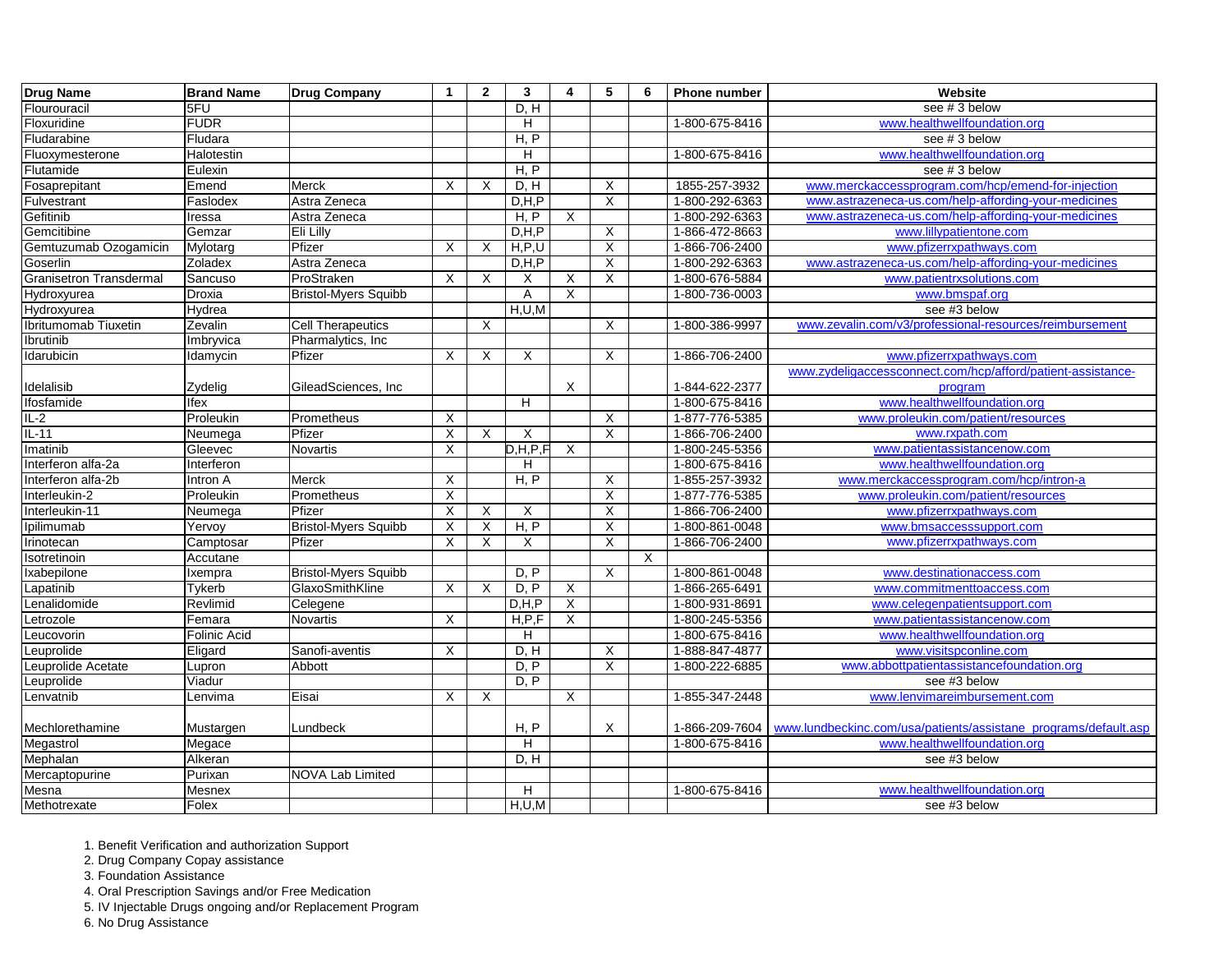| Drug Name | Brand Name | Drug Company | 1 | 2 | 3 | 4 | 5 | 6 | Phone number | Website |
|---|---|---|---|---|---|---|---|---|---|---|
| Flourouracil | 5FU | | | | D, H | | | | | see # 3 below |
| Floxuridine | FUDR | | | | H | | | | 1-800-675-8416 | www.healthwellfoundation.org |
| Fludarabine | Fludara | | | | H, P | | | | | see # 3 below |
| Fluoxymesterone | Halotestin | | | | H | | | | 1-800-675-8416 | www.healthwellfoundation.org |
| Flutamide | Eulexin | | | | H, P | | | | | see # 3 below |
| Fosaprepitant | Emend | Merck | X | X | D, H | | X | | 1855-257-3932 | www.merckaccessprogram.com/hcp/emend-for-injection |
| Fulvestrant | Faslodex | Astra Zeneca | | | D,H,P | | X | | 1-800-292-6363 | www.astrazeneca-us.com/help-affording-your-medicines |
| Gefitinib | Iressa | Astra Zeneca | | | H, P | X | | | 1-800-292-6363 | www.astrazeneca-us.com/help-affording-your-medicines |
| Gemcitibine | Gemzar | Eli Lilly | | | D,H,P | | X | | 1-866-472-8663 | www.lillypatientone.com |
| Gemtuzumab Ozogamicin | Mylotarg | Pfizer | X | X | H,P,U | | X | | 1-866-706-2400 | www.pfizerrxpathways.com |
| Goserlin | Zoladex | Astra Zeneca | | | D,H,P | | X | | 1-800-292-6363 | www.astrazeneca-us.com/help-affording-your-medicines |
| Granisetron Transdermal | Sancuso | ProStraken | X | X | X | X | X | | 1-800-676-5884 | www.patientrxsolutions.com |
| Hydroxyurea | Droxia | Bristol-Myers Squibb | | | A | X | | | 1-800-736-0003 | www.bmspaf.org |
| Hydroxyurea | Hydrea | | | | H,U,M | | | | | see #3 below |
| Ibritumomab Tiuxetin | Zevalin | Cell Therapeutics | | X | | | X | | 1-800-386-9997 | www.zevalin.com/v3/professional-resources/reimbursement |
| Ibrutinib | Imbryvica | Pharmalytics, Inc | | | | | | | | |
| Idarubicin | Idamycin | Pfizer | X | X | X | | X | | 1-866-706-2400 | www.pfizerrxpathways.com |
| Idelalisib | Zydelig | GileadSciences, Inc | | | | X | | | 1-844-622-2377 | www.zydeligaccessconnect.com/hcp/afford/patient-assistance-program |
| Ifosfamide | Ifex | | | | H | | | | 1-800-675-8416 | www.healthwellfoundation.org |
| IL-2 | Proleukin | Prometheus | X | | | | X | | 1-877-776-5385 | www.proleukin.com/patient/resources |
| IL-11 | Neumega | Pfizer | X | X | X | | X | | 1-866-706-2400 | www.rxpath.com |
| Imatinib | Gleevec | Novartis | X | | D,H,P,F | X | | | 1-800-245-5356 | www.patientassistancenow.com |
| Interferon alfa-2a | Interferon | | | | H | | | | 1-800-675-8416 | www.healthwellfoundation.org |
| Interferon alfa-2b | Intron A | Merck | X | | H, P | | X | | 1-855-257-3932 | www.merckaccessprogram.com/hcp/intron-a |
| Interleukin-2 | Proleukin | Prometheus | X | | | | X | | 1-877-776-5385 | www.proleukin.com/patient/resources |
| Interleukin-11 | Neumega | Pfizer | X | X | X | | X | | 1-866-706-2400 | www.pfizerrxpathways.com |
| Ipilimumab | Yervoy | Bristol-Myers Squibb | X | X | H, P | | X | | 1-800-861-0048 | www.bmsaccesssupport.com |
| Irinotecan | Camptosar | Pfizer | X | X | X | | X | | 1-866-706-2400 | www.pfizerrxpathways.com |
| Isotretinoin | Accutane | | | | | | | X | | |
| Ixabepilone | Ixempra | Bristol-Myers Squibb | | | D, P | | X | | 1-800-861-0048 | www.destinationaccess.com |
| Lapatinib | Tykerb | GlaxoSmithKline | X | X | D, P | X | | | 1-866-265-6491 | www.commitmenttoaccess.com |
| Lenalidomide | Revlimid | Celegene | | | D,H,P | X | | | 1-800-931-8691 | www.celegenpatientsupport.com |
| Letrozole | Femara | Novartis | X | | H,P,F | X | | | 1-800-245-5356 | www.patientassistancenow.com |
| Leucovorin | Folinic Acid | | | | H | | | | 1-800-675-8416 | www.healthwellfoundation.org |
| Leuprolide | Eligard | Sanofi-aventis | X | | D, H | | X | | 1-888-847-4877 | www.visitspconline.com |
| Leuprolide Acetate | Lupron | Abbott | | | D, P | | X | | 1-800-222-6885 | www.abbottpatientassistancefoundation.org |
| Leuprolide | Viadur | | | | D, P | | | | | see #3 below |
| Lenvatnib | Lenvima | Eisai | X | X | | X | | | 1-855-347-2448 | www.lenvimareimbursement.com |
| Mechlorethamine | Mustargen | Lundbeck | | | H, P | | X | | 1-866-209-7604 | www.lundbeckinc.com/usa/patients/assistane_programs/default.asp |
| Megastrol | Megace | | | | H | | | | 1-800-675-8416 | www.healthwellfoundation.org |
| Mephalan | Alkeran | | | | D, H | | | | | see #3 below |
| Mercaptopurine | Purixan | NOVA Lab Limited | | | | | | | | |
| Mesna | Mesnex | | | | H | | | | 1-800-675-8416 | www.healthwellfoundation.org |
| Methotrexate | Folex | | | | H,U,M | | | | | see #3 below |

1. Benefit Verification and authorization Support
2. Drug Company Copay assistance
3. Foundation Assistance
4. Oral Prescription Savings and/or Free Medication
5. IV Injectable Drugs ongoing and/or Replacement Program
6. No Drug Assistance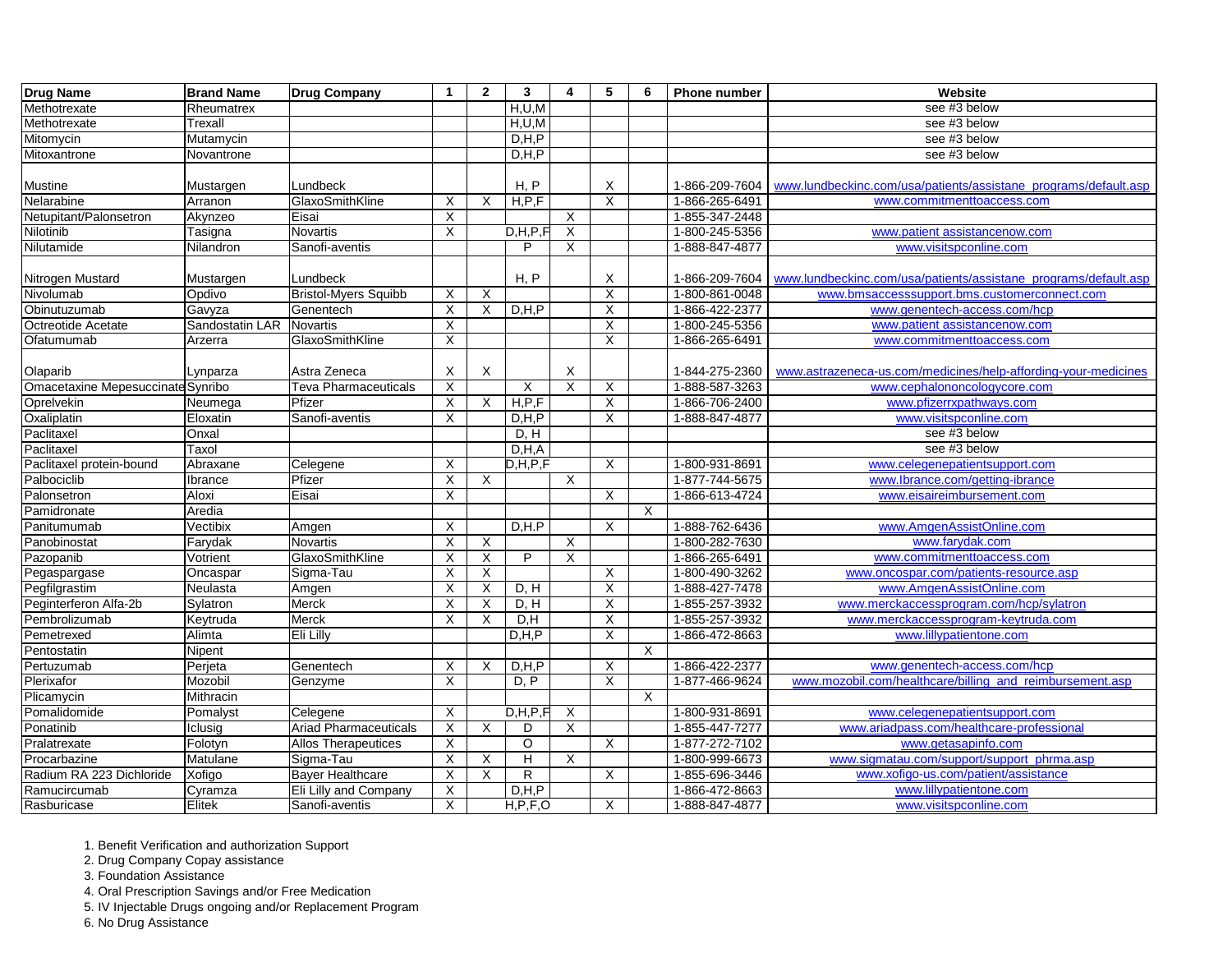| Drug Name | Brand Name | Drug Company | 1 | 2 | 3 | 4 | 5 | 6 | Phone number | Website |
|---|---|---|---|---|---|---|---|---|---|---|
| Methotrexate | Rheumatrex | | | | H,U,M | | | | | see #3 below |
| Methotrexate | Trexall | | | | H,U,M | | | | | see #3 below |
| Mitomycin | Mutamycin | | | | D,H,P | | | | | see #3 below |
| Mitoxantrone | Novantrone | | | | D,H,P | | | | | see #3 below |
| Mustine | Mustargen | Lundbeck | | | H, P | | X | | 1-866-209-7604 | www.lundbeckinc.com/usa/patients/assistane_programs/default.asp |
| Nelarabine | Arranon | GlaxoSmithKline | X | X | H,P,F | | X | | 1-866-265-6491 | www.commitmenttoaccess.com |
| Netupitant/Palonsetron | Akynzeo | Eisai | X | | | X | | | 1-855-347-2448 | |
| Nilotinib | Tasigna | Novartis | X | | D,H,P,F | X | | | 1-800-245-5356 | www.patient assistancenow.com |
| Nilutamide | Nilandron | Sanofi-aventis | | | P | X | | | 1-888-847-4877 | www.visitspconline.com |
| Nitrogen Mustard | Mustargen | Lundbeck | | | H, P | | X | | 1-866-209-7604 | www.lundbeckinc.com/usa/patients/assistane_programs/default.asp |
| Nivolumab | Opdivo | Bristol-Myers Squibb | X | X | | | X | | 1-800-861-0048 | www.bmsaccesssupport.bms.customerconnect.com |
| Obinutuzumab | Gavyza | Genentech | X | X | D,H,P | | X | | 1-866-422-2377 | www.genentech-access.com/hcp |
| Octreotide Acetate | Sandostatin LAR | Novartis | X | | | | X | | 1-800-245-5356 | www.patient assistancenow.com |
| Ofatumumab | Arzerra | GlaxoSmithKline | X | | | | X | | 1-866-265-6491 | www.commitmenttoaccess.com |
| Olaparib | Lynparza | Astra Zeneca | X | X | | X | | | 1-844-275-2360 | www.astrazeneca-us.com/medicines/help-affording-your-medicines |
| Omacetaxine Mepesuccinate | Synribo | Teva Pharmaceuticals | X | | X | X | X | | 1-888-587-3263 | www.cephalononcologycore.com |
| Oprelvekin | Neumega | Pfizer | X | X | H,P,F | | X | | 1-866-706-2400 | www.pfizerrxpathways.com |
| Oxaliplatin | Eloxatin | Sanofi-aventis | X | | D,H,P | | X | | 1-888-847-4877 | www.visitspconline.com |
| Paclitaxel | Onxal | | | | D, H | | | | | see #3 below |
| Paclitaxel | Taxol | | | | D,H,A | | | | | see #3 below |
| Paclitaxel protein-bound | Abraxane | Celegene | X | | D,H,P,F | | X | | 1-800-931-8691 | www.celegenepatientsupport.com |
| Palbociclib | Ibrance | Pfizer | X | X | | X | | | 1-877-744-5675 | www.Ibrance.com/getting-ibrance |
| Palonsetron | Aloxi | Eisai | X | | | | X | | 1-866-613-4724 | www.eisaireimbursement.com |
| Pamidronate | Aredia | | | | | | | X | | |
| Panitumumab | Vectibix | Amgen | X | | D,H.P | | X | | 1-888-762-6436 | www.AmgenAssistOnline.com |
| Panobinostat | Farydak | Novartis | X | X | | X | | | 1-800-282-7630 | www.farydak.com |
| Pazopanib | Votrient | GlaxoSmithKline | X | X | P | X | | | 1-866-265-6491 | www.commitmenttoaccess.com |
| Pegaspargase | Oncaspar | Sigma-Tau | X | X | | | X | | 1-800-490-3262 | www.oncospar.com/patients-resource.asp |
| Pegfilgrastim | Neulasta | Amgen | X | X | D, H | | X | | 1-888-427-7478 | www.AmgenAssistOnline.com |
| Peginterferon Alfa-2b | Sylatron | Merck | X | X | D, H | | X | | 1-855-257-3932 | www.merckaccessprogram.com/hcp/sylatron |
| Pembrolizumab | Keytruda | Merck | X | X | D,H | | X | | 1-855-257-3932 | www.merckaccessprogram-keytruda.com |
| Pemetrexed | Alimta | Eli Lilly | | | D,H,P | | X | | 1-866-472-8663 | www.lillypatientone.com |
| Pentostatin | Nipent | | | | | | | X | | |
| Pertuzumab | Perjeta | Genentech | X | X | D,H,P | | X | | 1-866-422-2377 | www.genentech-access.com/hcp |
| Plerixafor | Mozobil | Genzyme | X | | D, P | | X | | 1-877-466-9624 | www.mozobil.com/healthcare/billing_and_reimbursement.asp |
| Plicamycin | Mithracin | | | | | | | X | | |
| Pomalidomide | Pomalyst | Celegene | X | | D,H,P,F | X | | | 1-800-931-8691 | www.celegenepatientsupport.com |
| Ponatinib | Iclusig | Ariad Pharmaceuticals | X | X | D | X | | | 1-855-447-7277 | www.ariadpass.com/healthcare-professional |
| Pralatrexate | Folotyn | Allos Therapeutices | X | | O | | X | | 1-877-272-7102 | www.getasapinfo.com |
| Procarbazine | Matulane | Sigma-Tau | X | X | H | X | | | 1-800-999-6673 | www.sigmatau.com/support/support_phrma.asp |
| Radium RA 223 Dichloride | Xofigo | Bayer Healthcare | X | X | R | | X | | 1-855-696-3446 | www.xofigo-us.com/patient/assistance |
| Ramucircumab | Cyramza | Eli Lilly and Company | X | | D,H,P | | | | 1-866-472-8663 | www.lillypatientone.com |
| Rasburicase | Elitek | Sanofi-aventis | X | | H,P,F,O | | X | | 1-888-847-4877 | www.visitspconline.com |

1. Benefit Verification and authorization Support
2. Drug Company Copay assistance
3. Foundation Assistance
4. Oral Prescription Savings and/or Free Medication
5. IV Injectable Drugs ongoing and/or Replacement Program
6. No Drug Assistance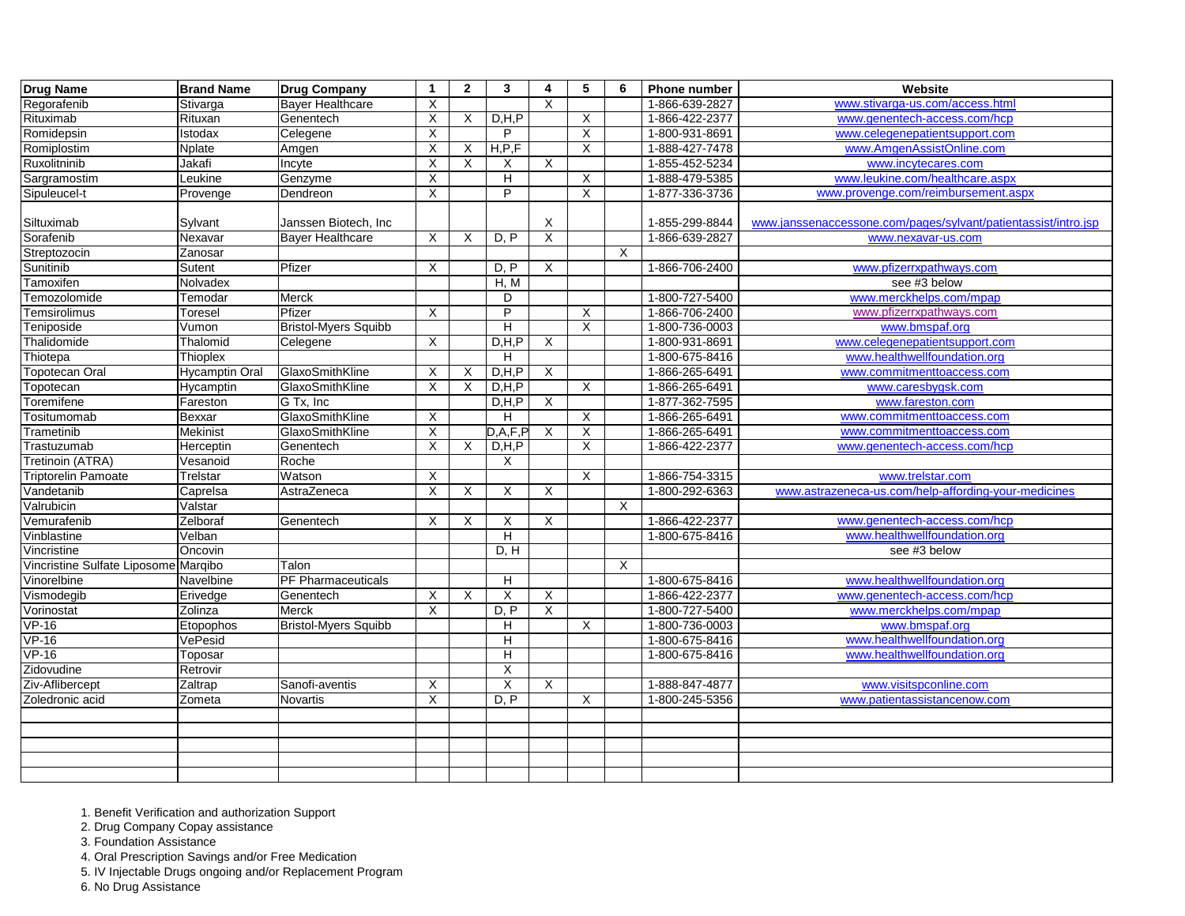| Drug Name | Brand Name | Drug Company | 1 | 2 | 3 | 4 | 5 | 6 | Phone number | Website |
|---|---|---|---|---|---|---|---|---|---|---|
| Regorafenib | Stivarga | Bayer Healthcare | X | | | X | | | 1-866-639-2827 | www.stivarga-us.com/access.html |
| Rituximab | Rituxan | Genentech | X | X | D,H,P | | X | | 1-866-422-2377 | www.genentech-access.com/hcp |
| Romidepsin | Istodax | Celegene | X | | P | | X | | 1-800-931-8691 | www.celegenepatientsupport.com |
| Romiplostim | Nplate | Amgen | X | X | H,P,F | | X | | 1-888-427-7478 | www.AmgenAssistOnline.com |
| Ruxolitninib | Jakafi | Incyte | X | X | X | X | | | 1-855-452-5234 | www.incytecares.com |
| Sargramostim | Leukine | Genzyme | X | | H | | X | | 1-888-479-5385 | www.leukine.com/healthcare.aspx |
| Sipuleucel-t | Provenge | Dendreon | X | | P | | X | | 1-877-336-3736 | www.provenge.com/reimbursement.aspx |
| Siltuximab | Sylvant | Janssen Biotech, Inc | | | | X | | | 1-855-299-8844 | www.janssenaccessone.com/pages/sylvant/patientassist/intro.jsp |
| Sorafenib | Nexavar | Bayer Healthcare | X | X | D, P | X | | | 1-866-639-2827 | www.nexavar-us.com |
| Streptozocin | Zanosar | | | | | | | X | | |
| Sunitinib | Sutent | Pfizer | X | | D, P | X | | | 1-866-706-2400 | www.pfizerrxpathways.com |
| Tamoxifen | Nolvadex | | | | H, M | | | | | see #3 below |
| Temozolomide | Temodar | Merck | | | D | | | | 1-800-727-5400 | www.merckhelps.com/mpap |
| Temsirolimus | Toresel | Pfizer | X | | P | | X | | 1-866-706-2400 | www.pfizerrxpathways.com |
| Teniposide | Vumon | Bristol-Myers Squibb | | | H | | X | | 1-800-736-0003 | www.bmspaf.org |
| Thalidomide | Thalomid | Celegene | X | | D,H,P | X | | | 1-800-931-8691 | www.celegenepatientsupport.com |
| Thiotepa | Thioplex | | | | H | | | | 1-800-675-8416 | www.healthwellfoundation.org |
| Topotecan Oral | Hycamptin Oral | GlaxoSmithKline | X | X | D,H,P | X | | | 1-866-265-6491 | www.commitmenttoaccess.com |
| Topotecan | Hycamptin | GlaxoSmithKline | X | X | D,H,P | | X | | 1-866-265-6491 | www.caresbygsk.com |
| Toremifene | Fareston | G Tx, Inc | | | D,H,P | X | | | 1-877-362-7595 | www.fareston.com |
| Tositumomab | Bexxar | GlaxoSmithKline | X | | H | | X | | 1-866-265-6491 | www.commitmenttoaccess.com |
| Trametinib | Mekinist | GlaxoSmithKline | X | | D,A,F,P | X | X | | 1-866-265-6491 | www.commitmenttoaccess.com |
| Trastuzumab | Herceptin | Genentech | X | X | D,H,P | | X | | 1-866-422-2377 | www.genentech-access.com/hcp |
| Tretinoin (ATRA) | Vesanoid | Roche | | | X | | | | | |
| Triptorelin Pamoate | Trelstar | Watson | X | | | | X | | 1-866-754-3315 | www.trelstar.com |
| Vandetanib | Caprelsa | AstraZeneca | X | X | X | X | | | 1-800-292-6363 | www.astrazeneca-us.com/help-affording-your-medicines |
| Valrubicin | Valstar | | | | | | | X | | |
| Vemurafenib | Zelboraf | Genentech | X | X | X | X | | | 1-866-422-2377 | www.genentech-access.com/hcp |
| Vinblastine | Velban | | | | H | | | | 1-800-675-8416 | www.healthwellfoundation.org |
| Vincristine | Oncovin | | | | D, H | | | | | see #3 below |
| Vincristine Sulfate Liposome | Marqibo | Talon | | | | | | X | | |
| Vinorelbine | Navelbine | PF Pharmaceuticals | | | H | | | | 1-800-675-8416 | www.healthwellfoundation.org |
| Vismodegib | Erivedge | Genentech | X | X | X | X | | | 1-866-422-2377 | www.genentech-access.com/hcp |
| Vorinostat | Zolinza | Merck | X | | D, P | X | | | 1-800-727-5400 | www.merckhelps.com/mpap |
| VP-16 | Etopophos | Bristol-Myers Squibb | | | H | | X | | 1-800-736-0003 | www.bmspaf.org |
| VP-16 | VePesid | | | | H | | | | 1-800-675-8416 | www.healthwellfoundation.org |
| VP-16 | Toposar | | | | H | | | | 1-800-675-8416 | www.healthwellfoundation.org |
| Zidovudine | Retrovir | | | | X | | | | | |
| Ziv-Aflibercept | Zaltrap | Sanofi-aventis | X | | X | X | | | 1-888-847-4877 | www.visitspconline.com |
| Zoledronic acid | Zometa | Novartis | X | | D, P | | X | | 1-800-245-5356 | www.patientassistancenow.com |
| | | | | | | | | | | |
| | | | | | | | | | | |
| | | | | | | | | | | |
| | | | | | | | | | | |
| | | | | | | | | | | |

1. Benefit Verification and authorization Support
2. Drug Company Copay assistance
3. Foundation Assistance
4. Oral Prescription Savings and/or Free Medication
5. IV Injectable Drugs ongoing and/or Replacement Program
6. No Drug Assistance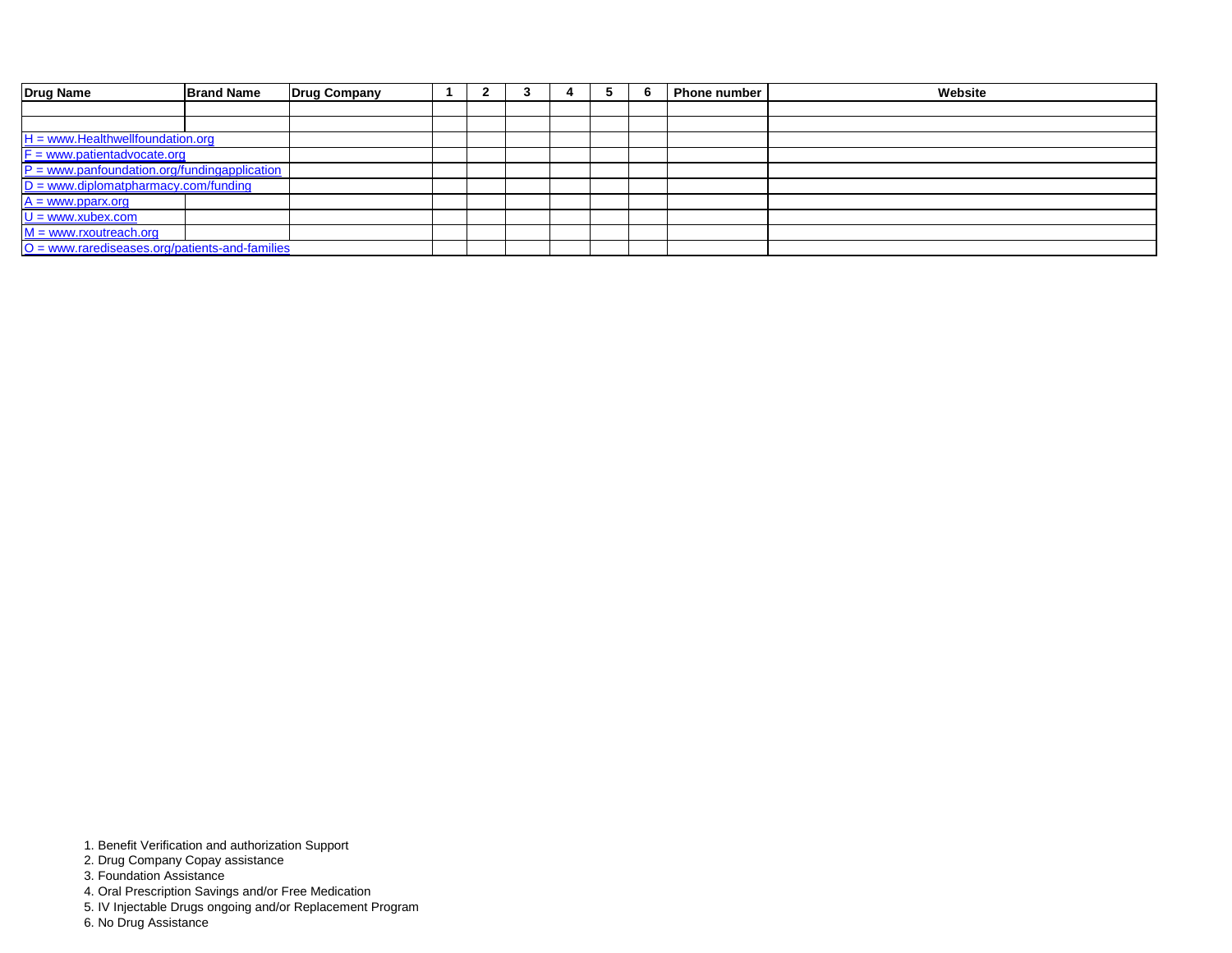| Drug Name | Brand Name | Drug Company | 1 | 2 | 3 | 4 | 5 | 6 | Phone number | Website |
|---|---|---|---|---|---|---|---|---|---|---|
| | | | | | | | | | | |
| | | | | | | | | | | |
| H = www.Healthwellfoundation.org | | | | | | | | | | |
| F = www.patientadvocate.org | | | | | | | | | | |
| P = www.panfoundation.org/fundingapplication | | | | | | | | | | |
| D = www.diplomatpharmacy.com/funding | | | | | | | | | | |
| A = www.pparx.org | | | | | | | | | | |
| U = www.xubex.com | | | | | | | | | | |
| M = www.rxoutreach.org | | | | | | | | | | |
| O = www.rarediseases.org/patients-and-families | | | | | | | | | | |

1. Benefit Verification and authorization Support
2. Drug Company Copay assistance
3. Foundation Assistance
4. Oral Prescription Savings and/or Free Medication
5. IV Injectable Drugs ongoing and/or Replacement Program
6. No Drug Assistance